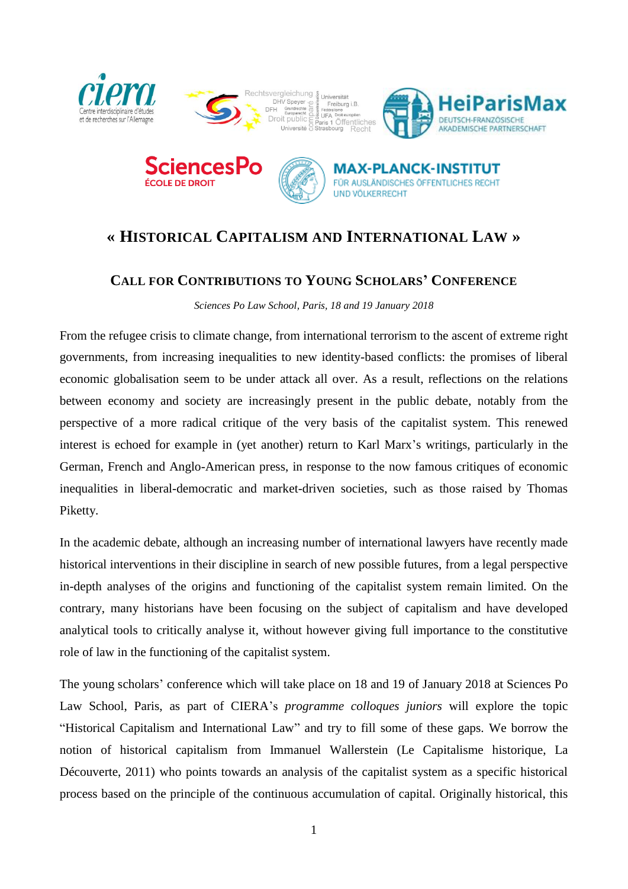# « Historical Capitalism and International Law »

## Call for Contributions to Young Scholars' Conference

*Sciences Po Law School, Paris, 18 and 19 January 2018*

From the refugee crisis to climate change, from international terrorism to the ascent of extreme right governments, from increasing inequalities to new identity-based conflicts: the promises of liberal economic globalisation seem to be under attack all over. As a result, reflections on the relations between economy and society are increasingly present in the public debate, notably from the perspective of a more radical critique of the very basis of the capitalist system. This renewed interest is echoed for example in (yet another) return to Karl Marx's writings, particularly in the German, French and Anglo-American press, in response to the now famous critiques of economic inequalities in liberal-democratic and market-driven societies, such as those raised by Thomas Piketty.

In the academic debate, although an increasing number of international lawyers have recently made historical interventions in their discipline in search of new possible futures, from a legal perspective in-depth analyses of the origins and functioning of the capitalist system remain limited. On the contrary, many historians have been focusing on the subject of capitalism and have developed analytical tools to critically analyse it, without however giving full importance to the constitutive role of law in the functioning of the capitalist system.

The young scholars' conference which will take place on 18 and 19 of January 2018 at Sciences Po Law School, Paris, as part of CIERA's *programme colloques juniors* will explore the topic "Historical Capitalism and International Law" and try to fill some of these gaps. We borrow the notion of historical capitalism from Immanuel Wallerstein (Le Capitalisme historique, La Découverte, 2011) who points towards an analysis of the capitalist system as a specific historical process based on the principle of the continuous accumulation of capital. Originally historical, this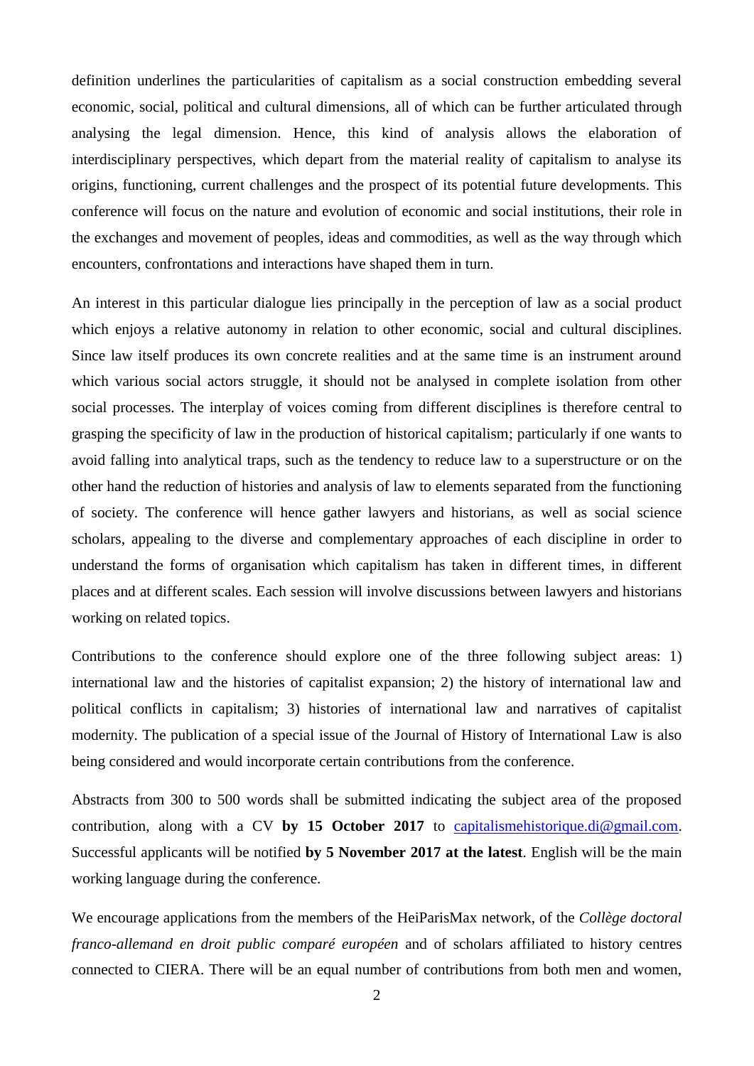definition underlines the particularities of capitalism as a social construction embedding several economic, social, political and cultural dimensions, all of which can be further articulated through analysing the legal dimension. Hence, this kind of analysis allows the elaboration of interdisciplinary perspectives, which depart from the material reality of capitalism to analyse its origins, functioning, current challenges and the prospect of its potential future developments. This conference will focus on the nature and evolution of economic and social institutions, their role in the exchanges and movement of peoples, ideas and commodities, as well as the way through which encounters, confrontations and interactions have shaped them in turn.

An interest in this particular dialogue lies principally in the perception of law as a social product which enjoys a relative autonomy in relation to other economic, social and cultural disciplines. Since law itself produces its own concrete realities and at the same time is an instrument around which various social actors struggle, it should not be analysed in complete isolation from other social processes. The interplay of voices coming from different disciplines is therefore central to grasping the specificity of law in the production of historical capitalism; particularly if one wants to avoid falling into analytical traps, such as the tendency to reduce law to a superstructure or on the other hand the reduction of histories and analysis of law to elements separated from the functioning of society. The conference will hence gather lawyers and historians, as well as social science scholars, appealing to the diverse and complementary approaches of each discipline in order to understand the forms of organisation which capitalism has taken in different times, in different places and at different scales. Each session will involve discussions between lawyers and historians working on related topics.

Contributions to the conference should explore one of the three following subject areas: 1) international law and the histories of capitalist expansion; 2) the history of international law and political conflicts in capitalism; 3) histories of international law and narratives of capitalist modernity. The publication of a special issue of the Journal of History of International Law is also being considered and would incorporate certain contributions from the conference.

Abstracts from 300 to 500 words shall be submitted indicating the subject area of the proposed contribution, along with a CV **by 15 October 2017** to capitalismehistorique.di@gmail.com. Successful applicants will be notified **by 5 November 2017 at the latest**. English will be the main working language during the conference.

We encourage applications from the members of the HeiParisMax network, of the *Collège doctoral franco-allemand en droit public comparé européen* and of scholars affiliated to history centres connected to CIERA. There will be an equal number of contributions from both men and women,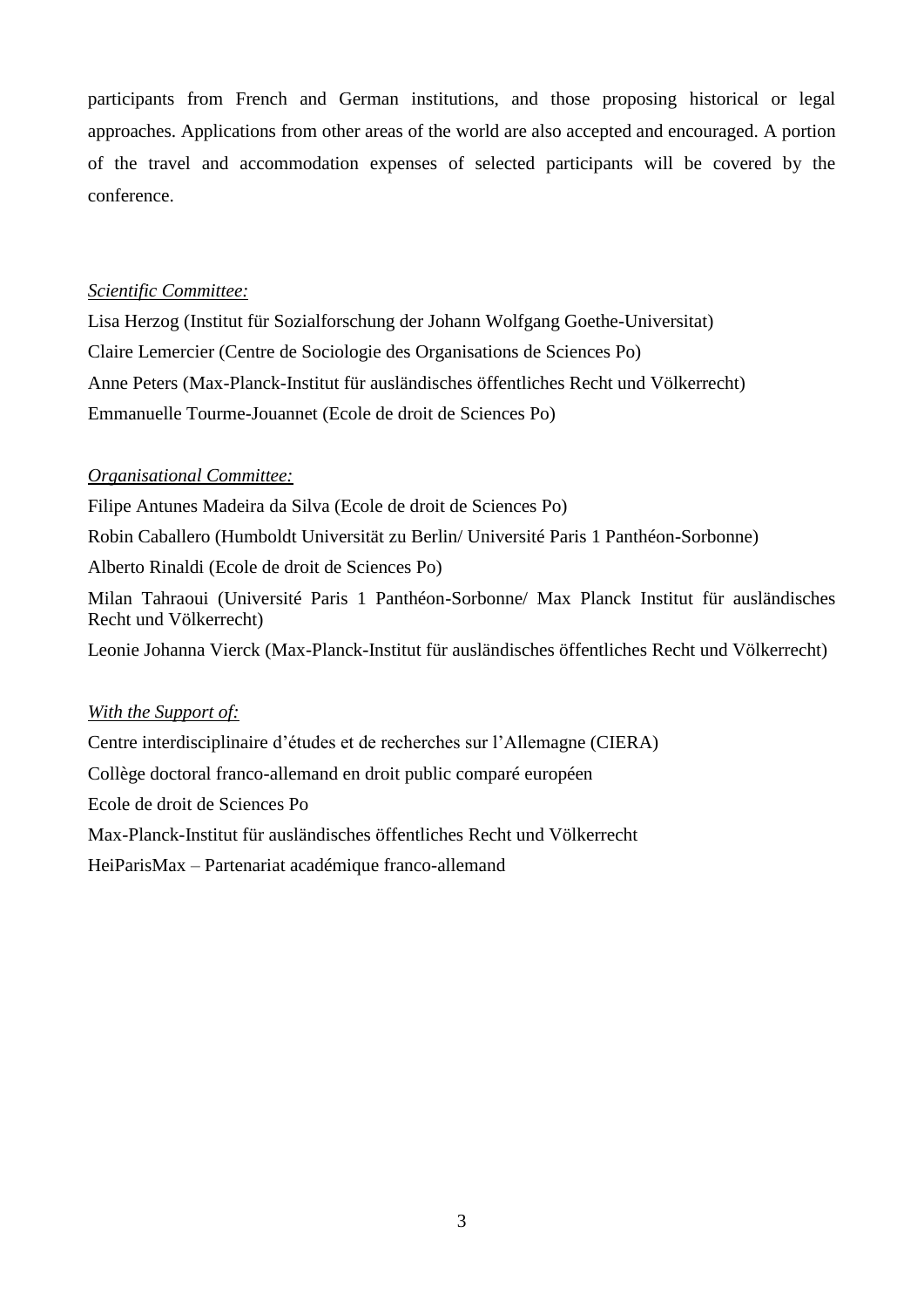participants from French and German institutions, and those proposing historical or legal approaches. Applications from other areas of the world are also accepted and encouraged. A portion of the travel and accommodation expenses of selected participants will be covered by the conference.

*Scientific Committee:*

Lisa Herzog (Institut für Sozialforschung der Johann Wolfgang Goethe-Universitat)

Claire Lemercier (Centre de Sociologie des Organisations de Sciences Po)

Anne Peters (Max-Planck-Institut für ausländisches öffentliches Recht und Völkerrecht)

Emmanuelle Tourme-Jouannet (Ecole de droit de Sciences Po)

*Organisational Committee:*

Filipe Antunes Madeira da Silva (Ecole de droit de Sciences Po)

Robin Caballero (Humboldt Universität zu Berlin/ Université Paris 1 Panthéon-Sorbonne)

Alberto Rinaldi (Ecole de droit de Sciences Po)

Milan Tahraoui (Université Paris 1 Panthéon-Sorbonne/ Max Planck Institut für ausländisches Recht und Völkerrecht)

Leonie Johanna Vierck (Max-Planck-Institut für ausländisches öffentliches Recht und Völkerrecht)

*With the Support of:*

Centre interdisciplinaire d'études et de recherches sur l'Allemagne (CIERA)

Collège doctoral franco-allemand en droit public comparé européen

Ecole de droit de Sciences Po

Max-Planck-Institut für ausländisches öffentliches Recht und Völkerrecht

HeiParisMax – Partenariat académique franco-allemand